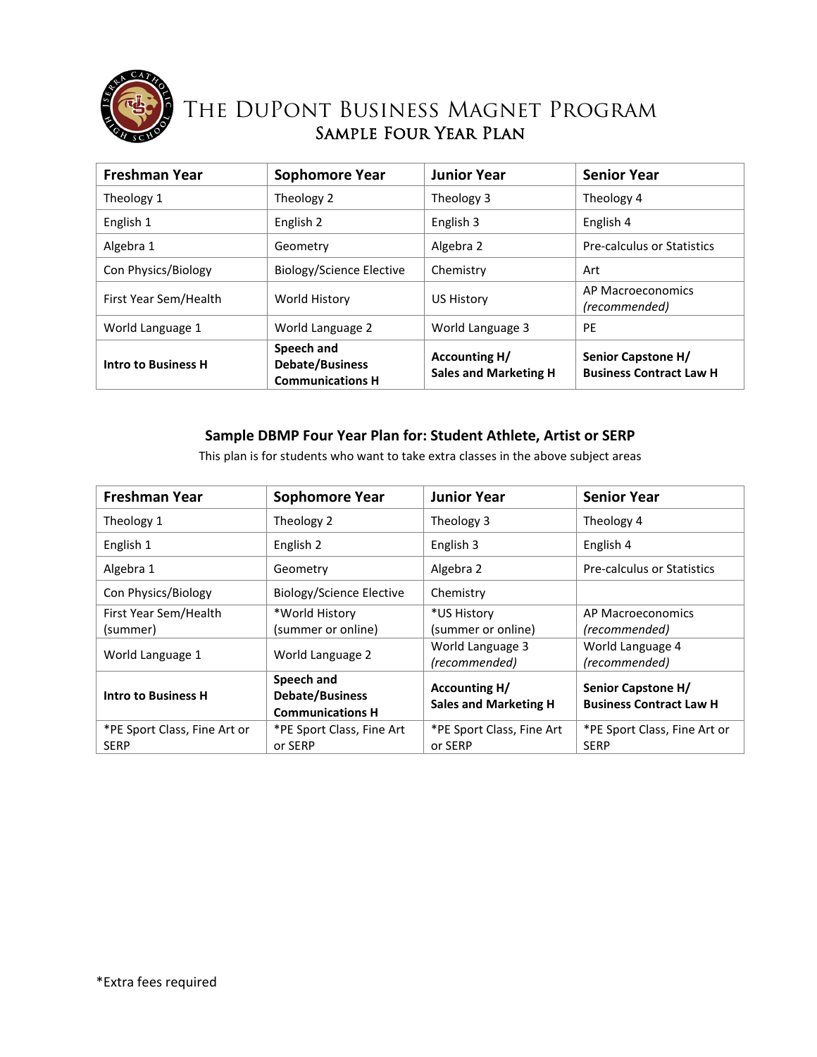# The DuPont Business Magnet Program

## Sample Four Year Plan

| Freshman Year | Sophomore Year | Junior Year | Senior Year |
|---|---|---|---|
| Theology 1 | Theology 2 | Theology 3 | Theology 4 |
| English 1 | English 2 | English 3 | English 4 |
| Algebra 1 | Geometry | Algebra 2 | Pre-calculus or Statistics |
| Con Physics/Biology | Biology/Science Elective | Chemistry | Art |
| First Year Sem/Health | World History | US History | AP Macroeconomics *(recommended)* |
| World Language 1 | World Language 2 | World Language 3 | PE |
| **Intro to Business H** | **Speech and Debate/Business Communications H** | **Accounting H/ Sales and Marketing H** | **Senior Capstone H/ Business Contract Law H** |

### Sample DBMP Four Year Plan for: Student Athlete, Artist or SERP

This plan is for students who want to take extra classes in the above subject areas

| Freshman Year | Sophomore Year | Junior Year | Senior Year |
|---|---|---|---|
| Theology 1 | Theology 2 | Theology 3 | Theology 4 |
| English 1 | English 2 | English 3 | English 4 |
| Algebra 1 | Geometry | Algebra 2 | Pre-calculus or Statistics |
| Con Physics/Biology | Biology/Science Elective | Chemistry | |
| First Year Sem/Health (summer) | *World History (summer or online) | *US History (summer or online) | AP Macroeconomics *(recommended)* |
| World Language 1 | World Language 2 | World Language 3 *(recommended)* | World Language 4 *(recommended)* |
| **Intro to Business H** | **Speech and Debate/Business Communications H** | **Accounting H/ Sales and Marketing H** | **Senior Capstone H/ Business Contract Law H** |
| *PE Sport Class, Fine Art or SERP | *PE Sport Class, Fine Art or SERP | *PE Sport Class, Fine Art or SERP | *PE Sport Class, Fine Art or SERP |

*Extra fees required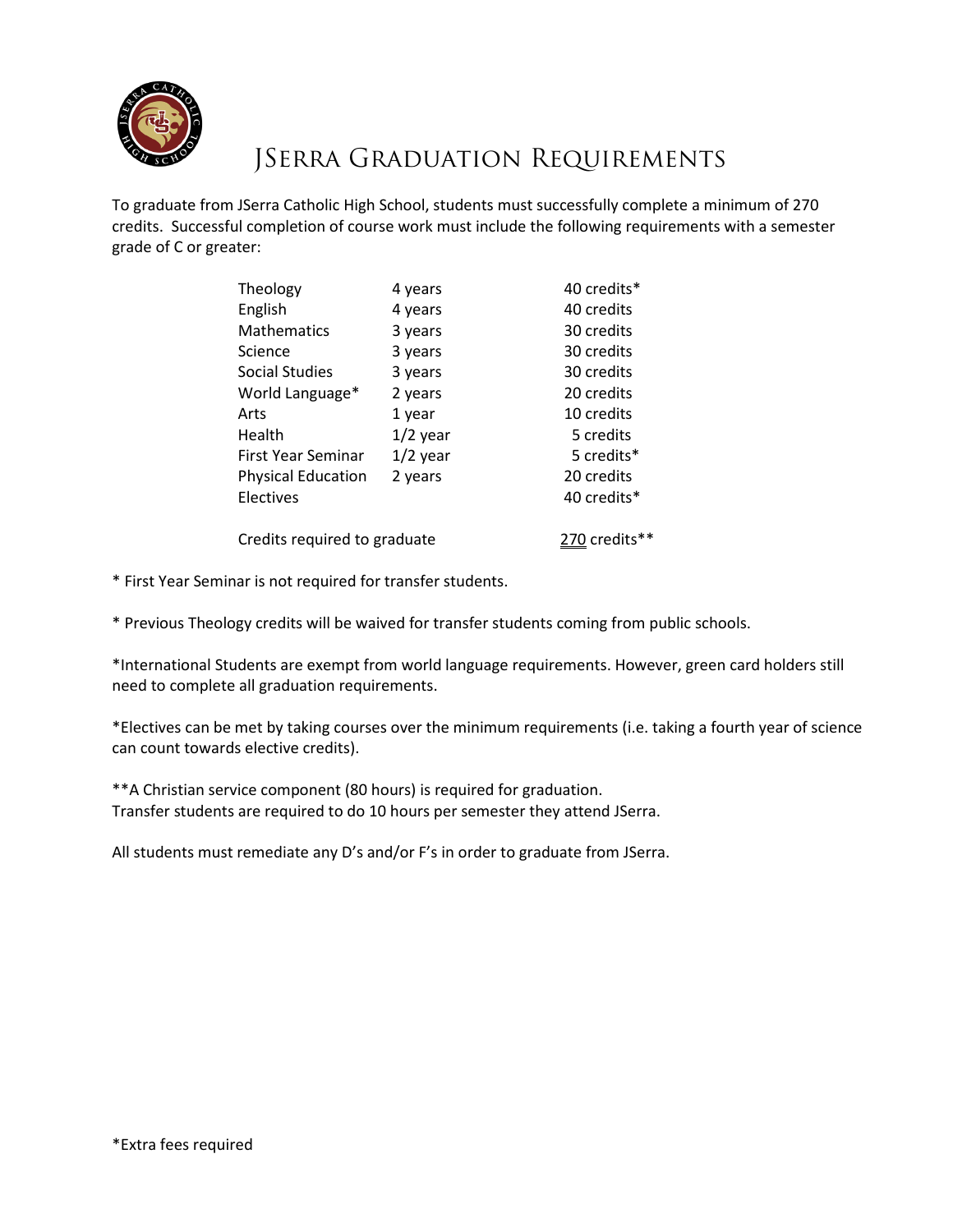# JSerra Graduation Requirements

To graduate from JSerra Catholic High School, students must successfully complete a minimum of 270 credits. Successful completion of course work must include the following requirements with a semester grade of C or greater:

| | | |
|---|---|---|
| Theology | 4 years | 40 credits* |
| English | 4 years | 40 credits |
| Mathematics | 3 years | 30 credits |
| Science | 3 years | 30 credits |
| Social Studies | 3 years | 30 credits |
| World Language* | 2 years | 20 credits |
| Arts | 1 year | 10 credits |
| Health | 1/2 year | 5 credits |
| First Year Seminar | 1/2 year | 5 credits* |
| Physical Education | 2 years | 20 credits |
| Electives | | 40 credits* |
| Credits required to graduate | | 270 credits** |

* First Year Seminar is not required for transfer students.

* Previous Theology credits will be waived for transfer students coming from public schools.

*International Students are exempt from world language requirements. However, green card holders still need to complete all graduation requirements.

*Electives can be met by taking courses over the minimum requirements (i.e. taking a fourth year of science can count towards elective credits).

**A Christian service component (80 hours) is required for graduation.
Transfer students are required to do 10 hours per semester they attend JSerra.

All students must remediate any D's and/or F's in order to graduate from JSerra.

*Extra fees required